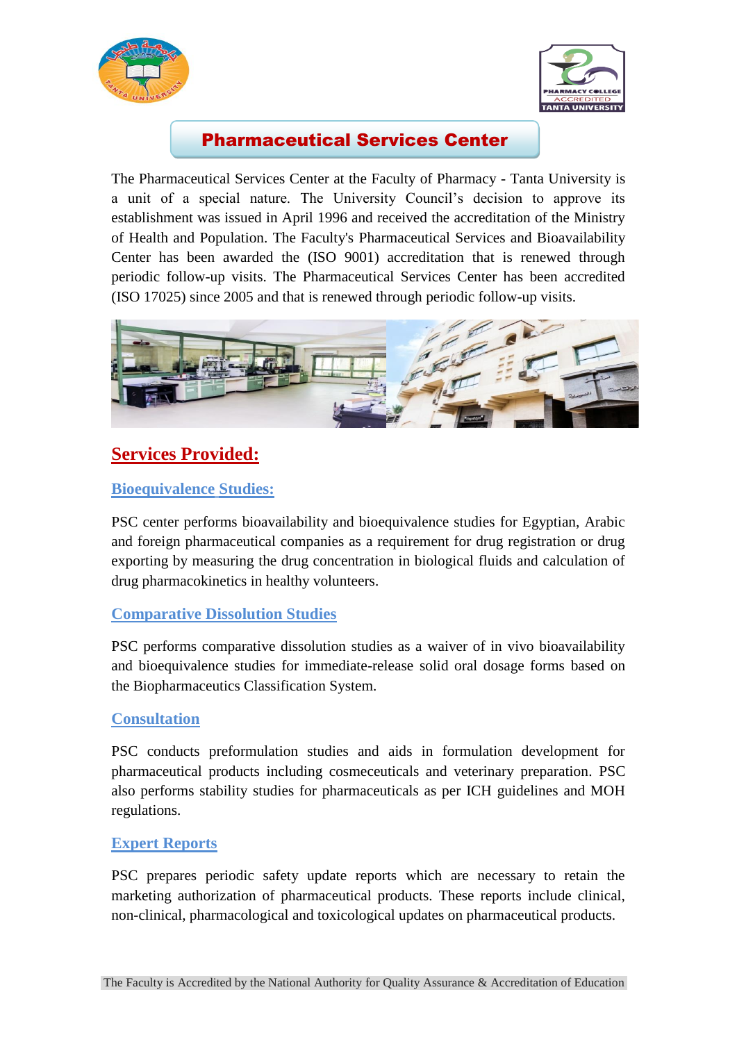# Pharmaceutical Services Center

The Pharmaceutical Services Center at the Faculty of Pharmacy - Tanta University is a unit of a special nature. The University Council's decision to approve its establishment was issued in April 1996 and received the accreditation of the Ministry of Health and Population. The Faculty's Pharmaceutical Services and Bioavailability Center has been awarded the (ISO 9001) accreditation that is renewed through periodic follow-up visits. The Pharmaceutical Services Center has been accredited (ISO 17025) since 2005 and that is renewed through periodic follow-up visits.

## Services Provided:

### Bioequivalence Studies:

PSC center performs bioavailability and bioequivalence studies for Egyptian, Arabic and foreign pharmaceutical companies as a requirement for drug registration or drug exporting by measuring the drug concentration in biological fluids and calculation of drug pharmacokinetics in healthy volunteers.

### Comparative Dissolution Studies

PSC performs comparative dissolution studies as a waiver of in vivo bioavailability and bioequivalence studies for immediate-release solid oral dosage forms based on the Biopharmaceutics Classification System.

### Consultation

PSC conducts preformulation studies and aids in formulation development for pharmaceutical products including cosmeceuticals and veterinary preparation. PSC also performs stability studies for pharmaceuticals as per ICH guidelines and MOH regulations.

### Expert Reports

PSC prepares periodic safety update reports which are necessary to retain the marketing authorization of pharmaceutical products. These reports include clinical, non-clinical, pharmacological and toxicological updates on pharmaceutical products.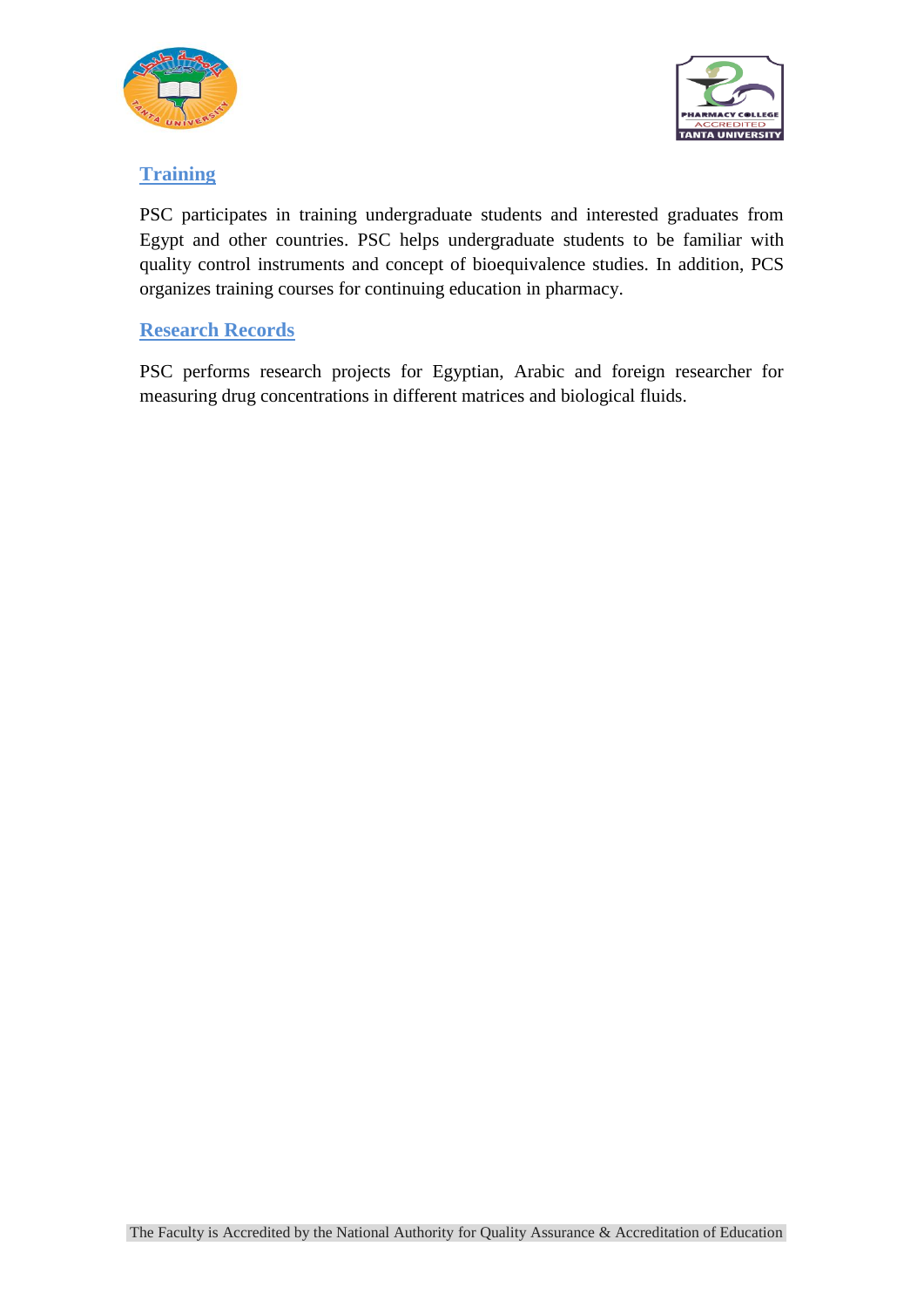## Training

PSC participates in training undergraduate students and interested graduates from Egypt and other countries. PSC helps undergraduate students to be familiar with quality control instruments and concept of bioequivalence studies. In addition, PCS organizes training courses for continuing education in pharmacy.

## Research Records

PSC performs research projects for Egyptian, Arabic and foreign researcher for measuring drug concentrations in different matrices and biological fluids.